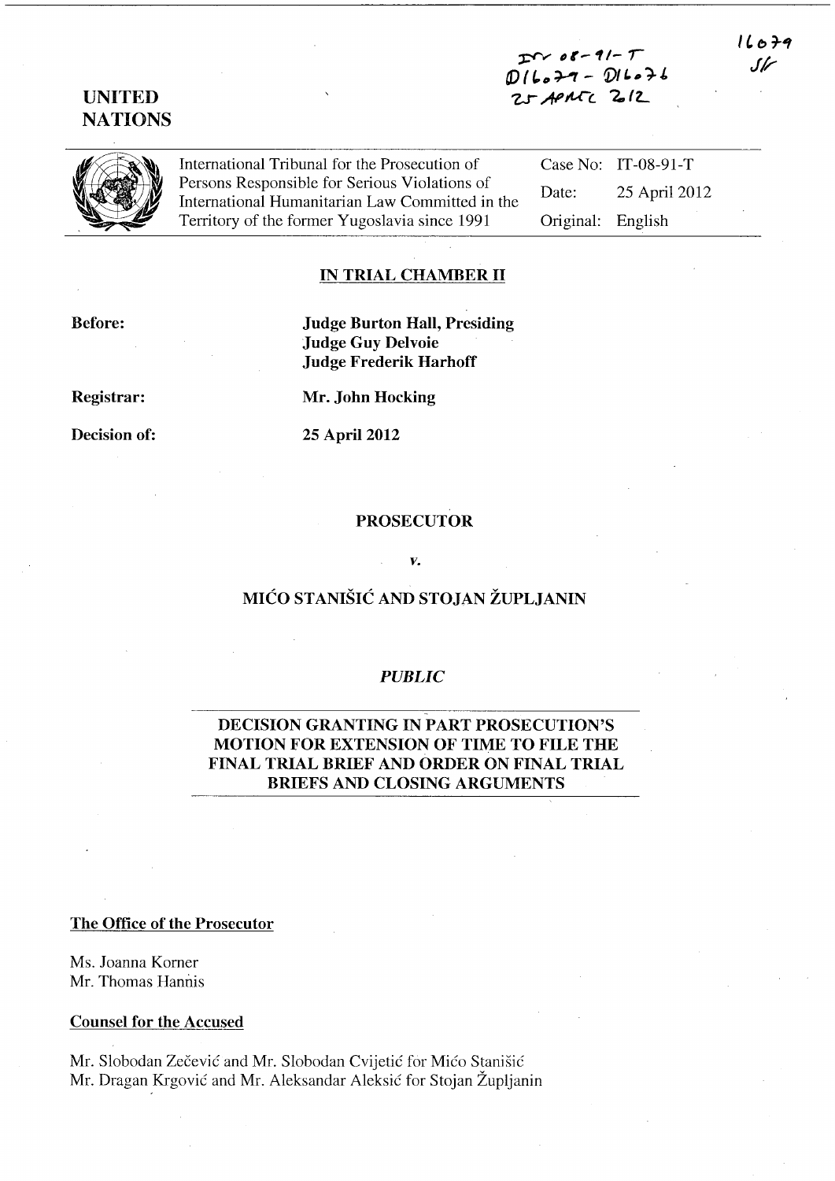IT-08-91-T
D16079 - D16076
25 APRIL 2012

16079
SF

UNITED NATIONS

International Tribunal for the Prosecution of Persons Responsible for Serious Violations of International Humanitarian Law Committed in the Territory of the former Yugoslavia since 1991

| | |
|---|---|
| Case No: | IT-08-91-T |
| Date: | 25 April 2012 |
| Original: | English |

## IN TRIAL CHAMBER II

**Before:** **Judge Burton Hall, Presiding**
**Judge Guy Delvoie**
**Judge Frederik Harhoff**

**Registrar:** **Mr. John Hocking**

**Decision of:** **25 April 2012**

**PROSECUTOR**

*v.*

**MIĆO STANIŠIĆ AND STOJAN ŽUPLJANIN**

*PUBLIC*

**DECISION GRANTING IN PART PROSECUTION'S MOTION FOR EXTENSION OF TIME TO FILE THE FINAL TRIAL BRIEF AND ORDER ON FINAL TRIAL BRIEFS AND CLOSING ARGUMENTS**

**The Office of the Prosecutor**

Ms. Joanna Korner
Mr. Thomas Hannis

**Counsel for the Accused**

Mr. Slobodan Zečević and Mr. Slobodan Cvijetić for Mićo Stanišić
Mr. Dragan Krgović and Mr. Aleksandar Aleksić for Stojan Župljanin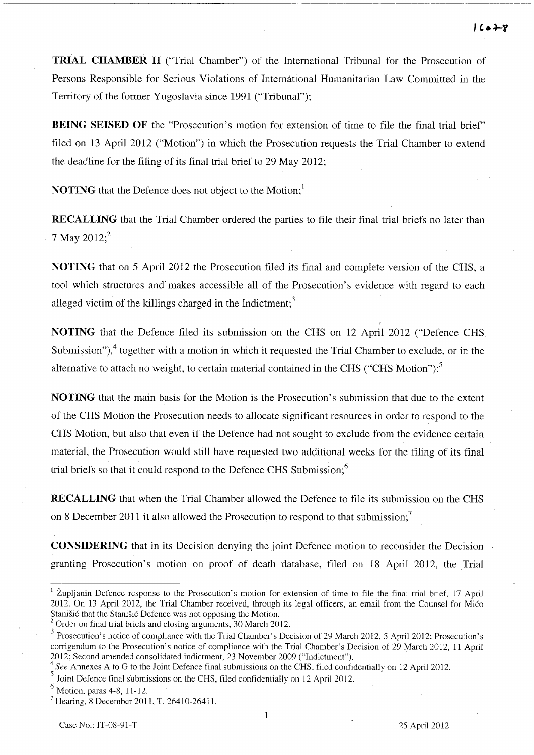**TRIAL CHAMBER II** ("Trial Chamber") of the International Tribunal for the Prosecution of Persons Responsible for Serious Violations of International Humanitarian Law Committed in the Territory of the former Yugoslavia since 1991 ("Tribunal");

**BEING SEISED OF** the "Prosecution's motion for extension of time to file the final trial brief" filed on 13 April 2012 ("Motion") in which the Prosecution requests the Trial Chamber to extend the deadline for the filing of its final trial brief to 29 May 2012;

**NOTING** that the Defence does not object to the Motion;[1]

**RECALLING** that the Trial Chamber ordered the parties to file their final trial briefs no later than 7 May 2012;[2]

**NOTING** that on 5 April 2012 the Prosecution filed its final and complete version of the CHS, a tool which structures and makes accessible all of the Prosecution's evidence with regard to each alleged victim of the killings charged in the Indictment;[3]

**NOTING** that the Defence filed its submission on the CHS on 12 April 2012 ("Defence CHS Submission"),[4] together with a motion in which it requested the Trial Chamber to exclude, or in the alternative to attach no weight, to certain material contained in the CHS ("CHS Motion");[5]

**NOTING** that the main basis for the Motion is the Prosecution's submission that due to the extent of the CHS Motion the Prosecution needs to allocate significant resources in order to respond to the CHS Motion, but also that even if the Defence had not sought to exclude from the evidence certain material, the Prosecution would still have requested two additional weeks for the filing of its final trial briefs so that it could respond to the Defence CHS Submission;[6]

**RECALLING** that when the Trial Chamber allowed the Defence to file its submission on the CHS on 8 December 2011 it also allowed the Prosecution to respond to that submission;[7]

**CONSIDERING** that in its Decision denying the joint Defence motion to reconsider the Decision granting Prosecution's motion on proof of death database, filed on 18 April 2012, the Trial

---

[1] Župljanin Defence response to the Prosecution's motion for extension of time to file the final trial brief, 17 April 2012. On 13 April 2012, the Trial Chamber received, through its legal officers, an email from the Counsel for Mićo Stanišić that the Stanišić Defence was not opposing the Motion.

[2] Order on final trial briefs and closing arguments, 30 March 2012.

[3] Prosecution's notice of compliance with the Trial Chamber's Decision of 29 March 2012, 5 April 2012; Prosecution's corrigendum to the Prosecution's notice of compliance with the Trial Chamber's Decision of 29 March 2012, 11 April 2012; Second amended consolidated indictment, 23 November 2009 ("Indictment").

[4] *See* Annexes A to G to the Joint Defence final submissions on the CHS, filed confidentially on 12 April 2012.

[5] Joint Defence final submissions on the CHS, filed confidentially on 12 April 2012.

[6] Motion, paras 4-8, 11-12.

[7] Hearing, 8 December 2011, T. 26410-26411.

Case No.: IT-08-91-T 25 April 2012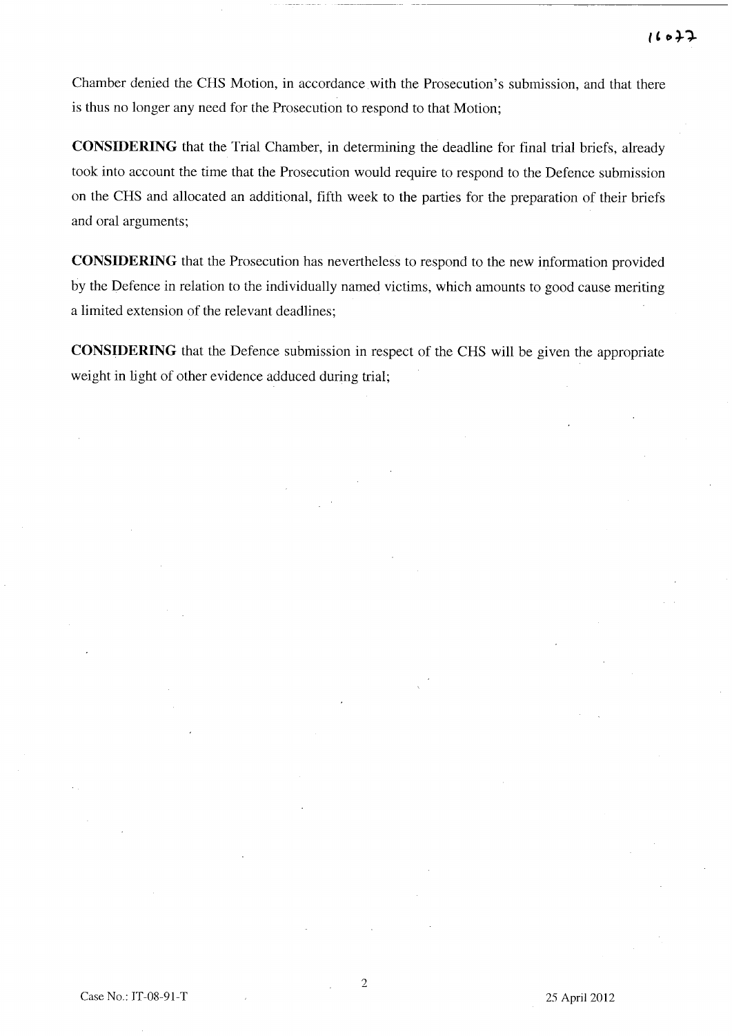Chamber denied the CHS Motion, in accordance with the Prosecution's submission, and that there is thus no longer any need for the Prosecution to respond to that Motion;

**CONSIDERING** that the Trial Chamber, in determining the deadline for final trial briefs, already took into account the time that the Prosecution would require to respond to the Defence submission on the CHS and allocated an additional, fifth week to the parties for the preparation of their briefs and oral arguments;

**CONSIDERING** that the Prosecution has nevertheless to respond to the new information provided by the Defence in relation to the individually named victims, which amounts to good cause meriting a limited extension of the relevant deadlines;

**CONSIDERING** that the Defence submission in respect of the CHS will be given the appropriate weight in light of other evidence adduced during trial;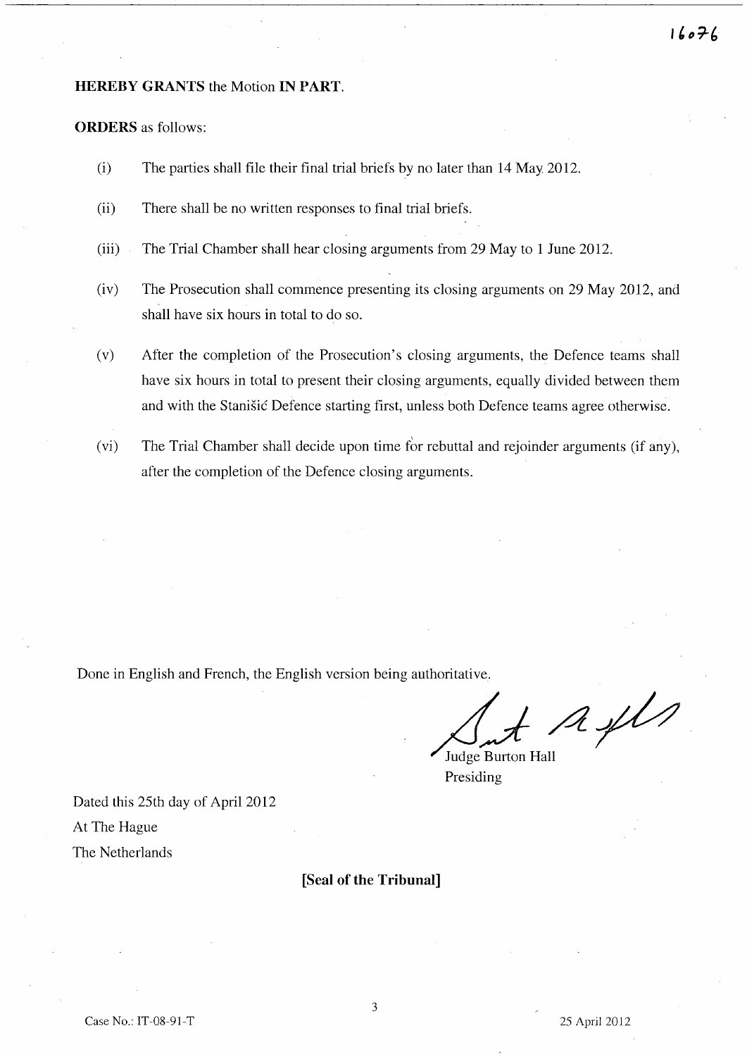**HEREBY GRANTS** the Motion **IN PART**.

**ORDERS** as follows:

(i) The parties shall file their final trial briefs by no later than 14 May 2012.

(ii) There shall be no written responses to final trial briefs.

(iii) The Trial Chamber shall hear closing arguments from 29 May to 1 June 2012.

(iv) The Prosecution shall commence presenting its closing arguments on 29 May 2012, and shall have six hours in total to do so.

(v) After the completion of the Prosecution's closing arguments, the Defence teams shall have six hours in total to present their closing arguments, equally divided between them and with the Stanišić Defence starting first, unless both Defence teams agree otherwise.

(vi) The Trial Chamber shall decide upon time for rebuttal and rejoinder arguments (if any), after the completion of the Defence closing arguments.

Done in English and French, the English version being authoritative.

Judge Burton Hall
Presiding

Dated this 25th day of April 2012
At The Hague
The Netherlands

**[Seal of the Tribunal]**